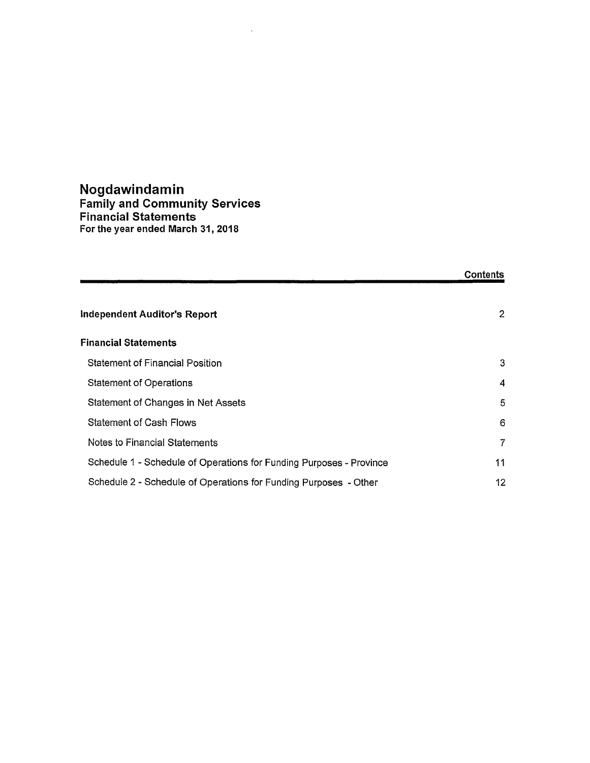# Nogdawindamin
## Family and Community Services
## Financial Statements
**For the year ended March 31, 2018**

| | **Contents** |
|---|---|
| **Independent Auditor's Report** | 2 |
| **Financial Statements** | |
| Statement of Financial Position | 3 |
| Statement of Operations | 4 |
| Statement of Changes in Net Assets | 5 |
| Statement of Cash Flows | 6 |
| Notes to Financial Statements | 7 |
| Schedule 1 - Schedule of Operations for Funding Purposes - Province | 11 |
| Schedule 2 - Schedule of Operations for Funding Purposes - Other | 12 |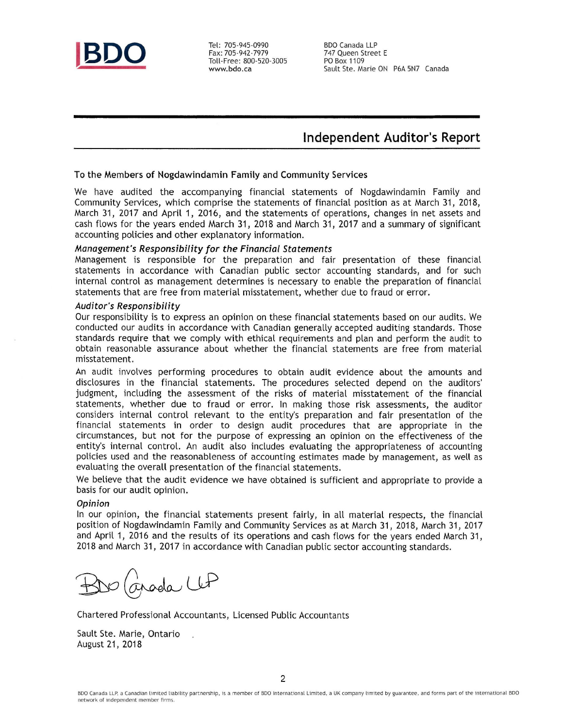Tel: 705-945-0990
Fax: 705-942-7979
Toll-Free: 800-520-3005
www.bdo.ca

BDO Canada LLP
747 Queen Street E
PO Box 1109
Sault Ste. Marie ON P6A 5N7 Canada

# Independent Auditor's Report

**To the Members of Nogdawindamin Family and Community Services**

We have audited the accompanying financial statements of Nogdawindamin Family and Community Services, which comprise the statements of financial position as at March 31, 2018, March 31, 2017 and April 1, 2016, and the statements of operations, changes in net assets and cash flows for the years ended March 31, 2018 and March 31, 2017 and a summary of significant accounting policies and other explanatory information.

***Management's Responsibility for the Financial Statements***

Management is responsible for the preparation and fair presentation of these financial statements in accordance with Canadian public sector accounting standards, and for such internal control as management determines is necessary to enable the preparation of financial statements that are free from material misstatement, whether due to fraud or error.

***Auditor's Responsibility***

Our responsibility is to express an opinion on these financial statements based on our audits. We conducted our audits in accordance with Canadian generally accepted auditing standards. Those standards require that we comply with ethical requirements and plan and perform the audit to obtain reasonable assurance about whether the financial statements are free from material misstatement.

An audit involves performing procedures to obtain audit evidence about the amounts and disclosures in the financial statements. The procedures selected depend on the auditors' judgment, including the assessment of the risks of material misstatement of the financial statements, whether due to fraud or error. In making those risk assessments, the auditor considers internal control relevant to the entity's preparation and fair presentation of the financial statements in order to design audit procedures that are appropriate in the circumstances, but not for the purpose of expressing an opinion on the effectiveness of the entity's internal control. An audit also includes evaluating the appropriateness of accounting policies used and the reasonableness of accounting estimates made by management, as well as evaluating the overall presentation of the financial statements.

We believe that the audit evidence we have obtained is sufficient and appropriate to provide a basis for our audit opinion.

***Opinion***

In our opinion, the financial statements present fairly, in all material respects, the financial position of Nogdawindamin Family and Community Services as at March 31, 2018, March 31, 2017 and April 1, 2016 and the results of its operations and cash flows for the years ended March 31, 2018 and March 31, 2017 in accordance with Canadian public sector accounting standards.

BDO Canada LLP

Chartered Professional Accountants, Licensed Public Accountants

Sault Ste. Marie, Ontario
August 21, 2018

BDO Canada LLP, a Canadian limited liability partnership, is a member of BDO International Limited, a UK company limited by guarantee, and forms part of the international BDO network of independent member firms.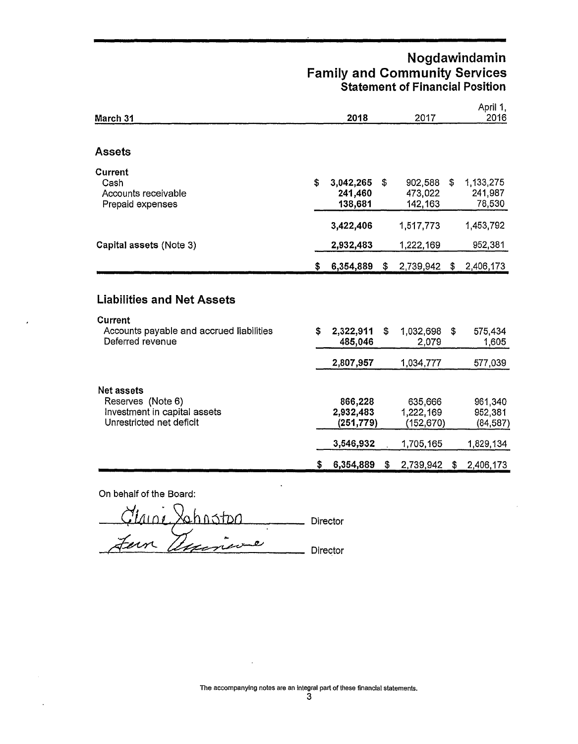# Nogdawindamin Family and Community Services

## Statement of Financial Position

| March 31 | 2018 | 2017 | April 1, 2016 |
|---|---|---|---|
| **Assets** | | | |
| **Current** | | | |
| Cash | $ 3,042,265 | $ 902,588 | $ 1,133,275 |
| Accounts receivable | 241,460 | 473,022 | 241,987 |
| Prepaid expenses | 138,681 | 142,163 | 78,530 |
| | 3,422,406 | 1,517,773 | 1,453,792 |
| **Capital assets** (Note 3) | 2,932,483 | 1,222,169 | 952,381 |
| | $ 6,354,889 | $ 2,739,942 | $ 2,406,173 |
| **Liabilities and Net Assets** | | | |
| **Current** | | | |
| Accounts payable and accrued liabilities | $ 2,322,911 | $ 1,032,698 | $ 575,434 |
| Deferred revenue | 485,046 | 2,079 | 1,605 |
| | 2,807,957 | 1,034,777 | 577,039 |
| **Net assets** | | | |
| Reserves (Note 6) | 866,228 | 635,666 | 961,340 |
| Investment in capital assets | 2,932,483 | 1,222,169 | 952,381 |
| Unrestricted net deficit | (251,779) | (152,670) | (84,587) |
| | 3,546,932 | 1,705,165 | 1,829,134 |
| | $ 6,354,889 | $ 2,739,942 | $ 2,406,173 |

On behalf of the Board:

Claire Johnston Director

Fern Dupuis Director

The accompanying notes are an integral part of these financial statements.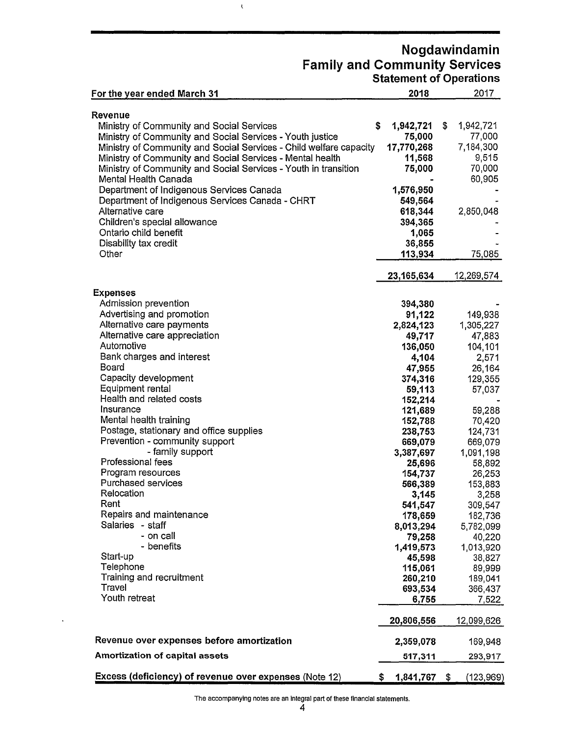# Nogdawindamin
## Family and Community Services
### Statement of Operations

| For the year ended March 31 | 2018 | 2017 |
|---|---|---|
| **Revenue** | | |
| Ministry of Community and Social Services | $ 1,942,721 | $ 1,942,721 |
| Ministry of Community and Social Services - Youth justice | 75,000 | 77,000 |
| Ministry of Community and Social Services - Child welfare capacity | 17,770,268 | 7,184,300 |
| Ministry of Community and Social Services - Mental health | 11,568 | 9,515 |
| Ministry of Community and Social Services - Youth in transition | 75,000 | 70,000 |
| Mental Health Canada | - | 60,905 |
| Department of Indigenous Services Canada | 1,576,950 | - |
| Department of Indigenous Services Canada - CHRT | 549,564 | - |
| Alternative care | 618,344 | 2,850,048 |
| Children's special allowance | 394,365 | - |
| Ontario child benefit | 1,065 | - |
| Disability tax credit | 36,855 | - |
| Other | 113,934 | 75,085 |
| | 23,165,634 | 12,269,574 |
| **Expenses** | | |
| Admission prevention | 394,380 | - |
| Advertising and promotion | 91,122 | 149,938 |
| Alternative care payments | 2,824,123 | 1,305,227 |
| Alternative care appreciation | 49,717 | 47,883 |
| Automotive | 136,050 | 104,101 |
| Bank charges and interest | 4,104 | 2,571 |
| Board | 47,955 | 26,164 |
| Capacity development | 374,316 | 129,355 |
| Equipment rental | 59,113 | 57,037 |
| Health and related costs | 152,214 | - |
| Insurance | 121,689 | 59,288 |
| Mental health training | 152,788 | 70,420 |
| Postage, stationary and office supplies | 238,753 | 124,731 |
| Prevention - community support | 669,079 | 669,079 |
| - family support | 3,387,697 | 1,091,198 |
| Professional fees | 25,696 | 58,892 |
| Program resources | 154,737 | 26,253 |
| Purchased services | 566,389 | 153,883 |
| Relocation | 3,145 | 3,258 |
| Rent | 541,547 | 309,547 |
| Repairs and maintenance | 178,659 | 182,736 |
| Salaries - staff | 8,013,294 | 5,782,099 |
| - on call | 79,258 | 40,220 |
| - benefits | 1,419,573 | 1,013,920 |
| Start-up | 45,598 | 38,827 |
| Telephone | 115,061 | 89,999 |
| Training and recruitment | 260,210 | 189,041 |
| Travel | 693,534 | 366,437 |
| Youth retreat | 6,755 | 7,522 |
| | 20,806,556 | 12,099,626 |
| **Revenue over expenses before amortization** | 2,359,078 | 169,948 |
| **Amortization of capital assets** | 517,311 | 293,917 |
| **Excess (deficiency) of revenue over expenses** (Note 12) | $ 1,841,767 | $ (123,969) |

The accompanying notes are an integral part of these financial statements.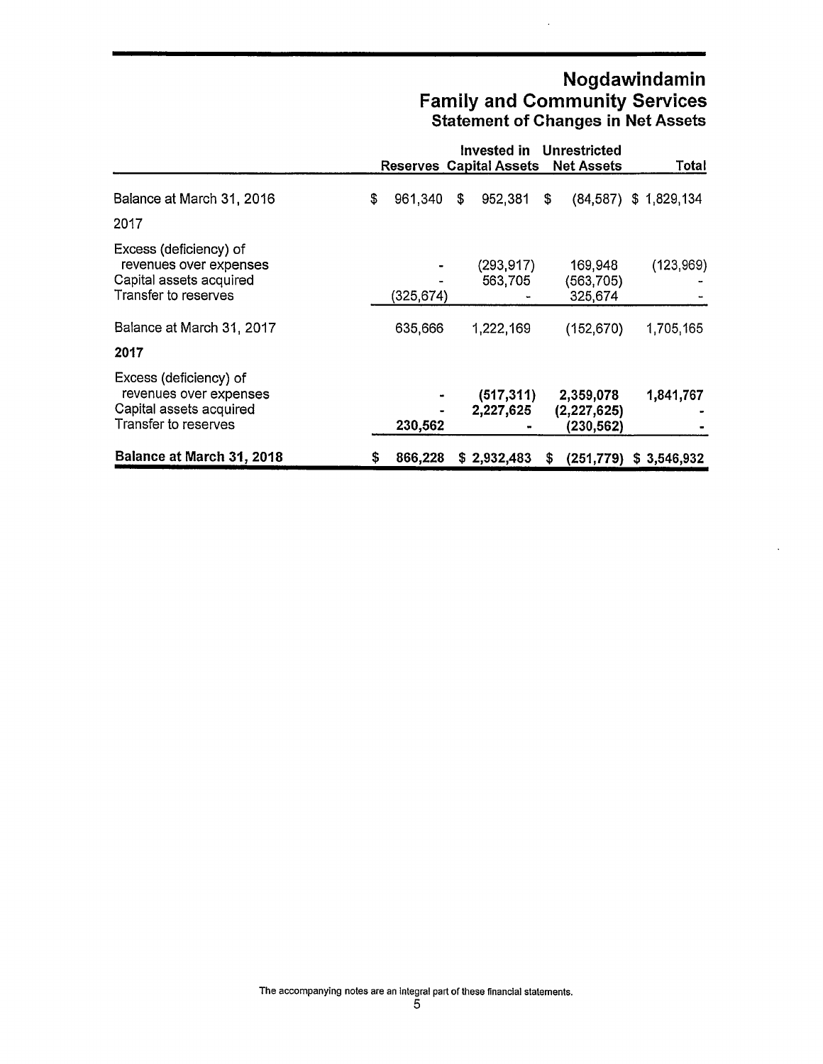# Nogdawindamin
# Family and Community Services
## Statement of Changes in Net Assets

| | Reserves | Invested in Capital Assets | Unrestricted Net Assets | Total |
|---|---|---|---|---|
| Balance at March 31, 2016 | $ 961,340 | $ 952,381 | $ (84,587) | $ 1,829,134 |
| 2017 | | | | |
| Excess (deficiency) of revenues over expenses | - | (293,917) | 169,948 | (123,969) |
| Capital assets acquired | - | 563,705 | (563,705) | - |
| Transfer to reserves | (325,674) | - | 325,674 | - |
| Balance at March 31, 2017 | 635,666 | 1,222,169 | (152,670) | 1,705,165 |
| **2017** | | | | |
| Excess (deficiency) of revenues over expenses | **-** | **(517,311)** | **2,359,078** | **1,841,767** |
| Capital assets acquired | **-** | **2,227,625** | **(2,227,625)** | **-** |
| Transfer to reserves | **230,562** | **-** | **(230,562)** | **-** |
| **Balance at March 31, 2018** | **$ 866,228** | **$ 2,932,483** | **$ (251,779)** | **$ 3,546,932** |

The accompanying notes are an integral part of these financial statements.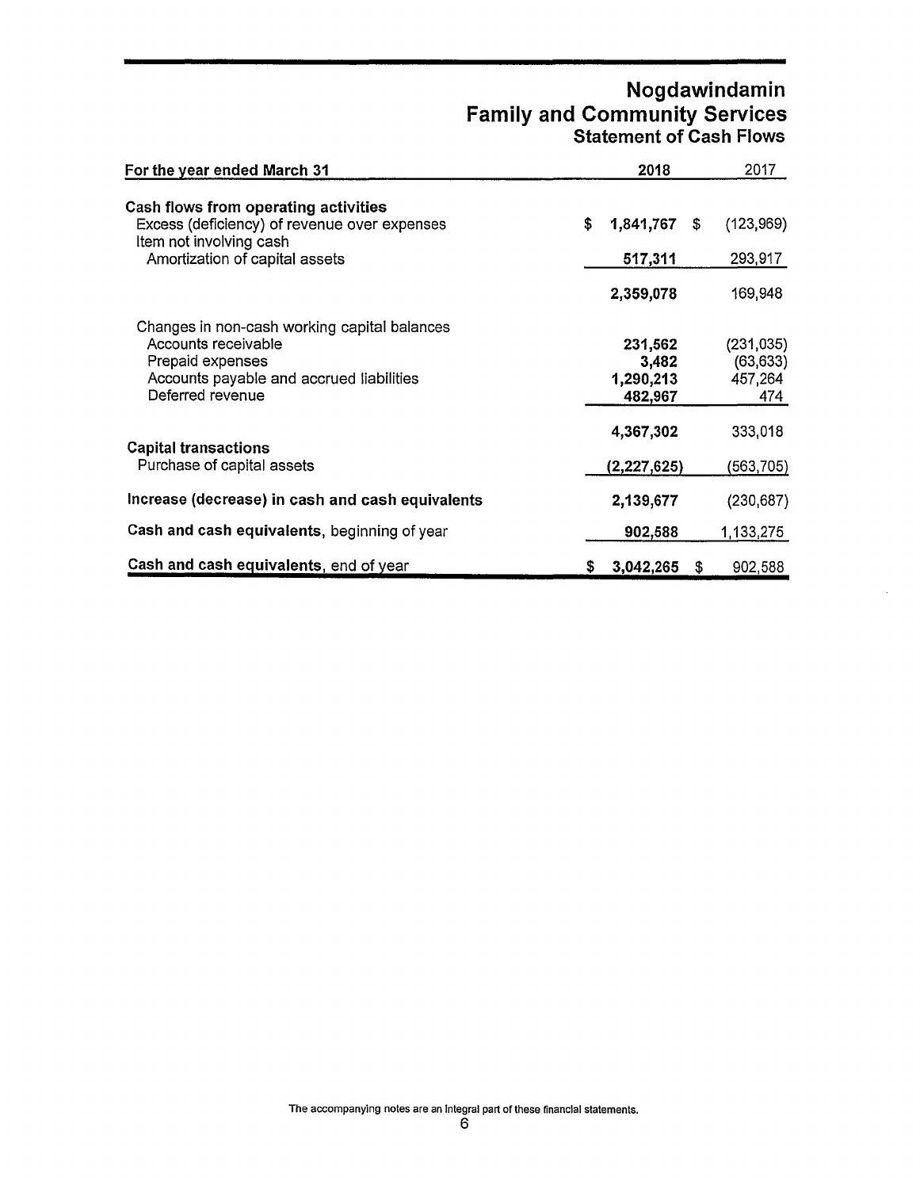# Nogdawindamin
## Family and Community Services
### Statement of Cash Flows

| For the year ended March 31 | 2018 | 2017 |
|---|---|---|
| **Cash flows from operating activities** | | |
| Excess (deficiency) of revenue over expenses | $ 1,841,767 | $ (123,969) |
| Item not involving cash | | |
| Amortization of capital assets | 517,311 | 293,917 |
| | 2,359,078 | 169,948 |
| Changes in non-cash working capital balances | | |
| Accounts receivable | 231,562 | (231,035) |
| Prepaid expenses | 3,482 | (63,633) |
| Accounts payable and accrued liabilities | 1,290,213 | 457,264 |
| Deferred revenue | 482,967 | 474 |
| | 4,367,302 | 333,018 |
| **Capital transactions** | | |
| Purchase of capital assets | (2,227,625) | (563,705) |
| **Increase (decrease) in cash and cash equivalents** | 2,139,677 | (230,687) |
| **Cash and cash equivalents**, beginning of year | 902,588 | 1,133,275 |
| **Cash and cash equivalents**, end of year | $ 3,042,265 | $ 902,588 |

The accompanying notes are an integral part of these financial statements.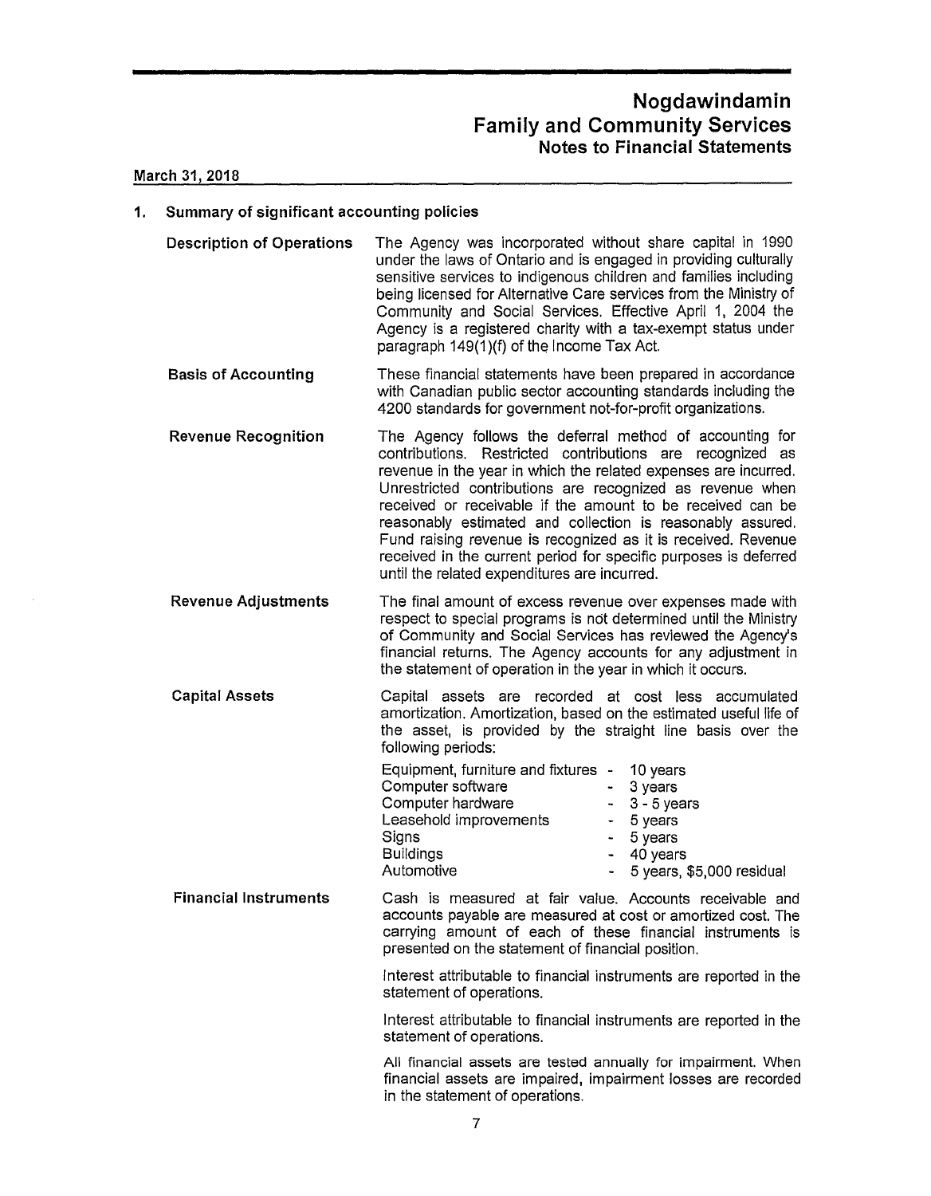# Nogdawindamin Family and Community Services

## Notes to Financial Statements

**March 31, 2018**

## 1. Summary of significant accounting policies

**Description of Operations**

The Agency was incorporated without share capital in 1990 under the laws of Ontario and is engaged in providing culturally sensitive services to indigenous children and families including being licensed for Alternative Care services from the Ministry of Community and Social Services. Effective April 1, 2004 the Agency is a registered charity with a tax-exempt status under paragraph 149(1)(f) of the Income Tax Act.

**Basis of Accounting**

These financial statements have been prepared in accordance with Canadian public sector accounting standards including the 4200 standards for government not-for-profit organizations.

**Revenue Recognition**

The Agency follows the deferral method of accounting for contributions. Restricted contributions are recognized as revenue in the year in which the related expenses are incurred. Unrestricted contributions are recognized as revenue when received or receivable if the amount to be received can be reasonably estimated and collection is reasonably assured. Fund raising revenue is recognized as it is received. Revenue received in the current period for specific purposes is deferred until the related expenditures are incurred.

**Revenue Adjustments**

The final amount of excess revenue over expenses made with respect to special programs is not determined until the Ministry of Community and Social Services has reviewed the Agency's financial returns. The Agency accounts for any adjustment in the statement of operation in the year in which it occurs.

**Capital Assets**

Capital assets are recorded at cost less accumulated amortization. Amortization, based on the estimated useful life of the asset, is provided by the straight line basis over the following periods:

| | |
|---|---|
| Equipment, furniture and fixtures | - 10 years |
| Computer software | - 3 years |
| Computer hardware | - 3 - 5 years |
| Leasehold improvements | - 5 years |
| Signs | - 5 years |
| Buildings | - 40 years |
| Automotive | - 5 years, $5,000 residual |

**Financial Instruments**

Cash is measured at fair value. Accounts receivable and accounts payable are measured at cost or amortized cost. The carrying amount of each of these financial instruments is presented on the statement of financial position.

Interest attributable to financial instruments are reported in the statement of operations.

Interest attributable to financial instruments are reported in the statement of operations.

All financial assets are tested annually for impairment. When financial assets are impaired, impairment losses are recorded in the statement of operations.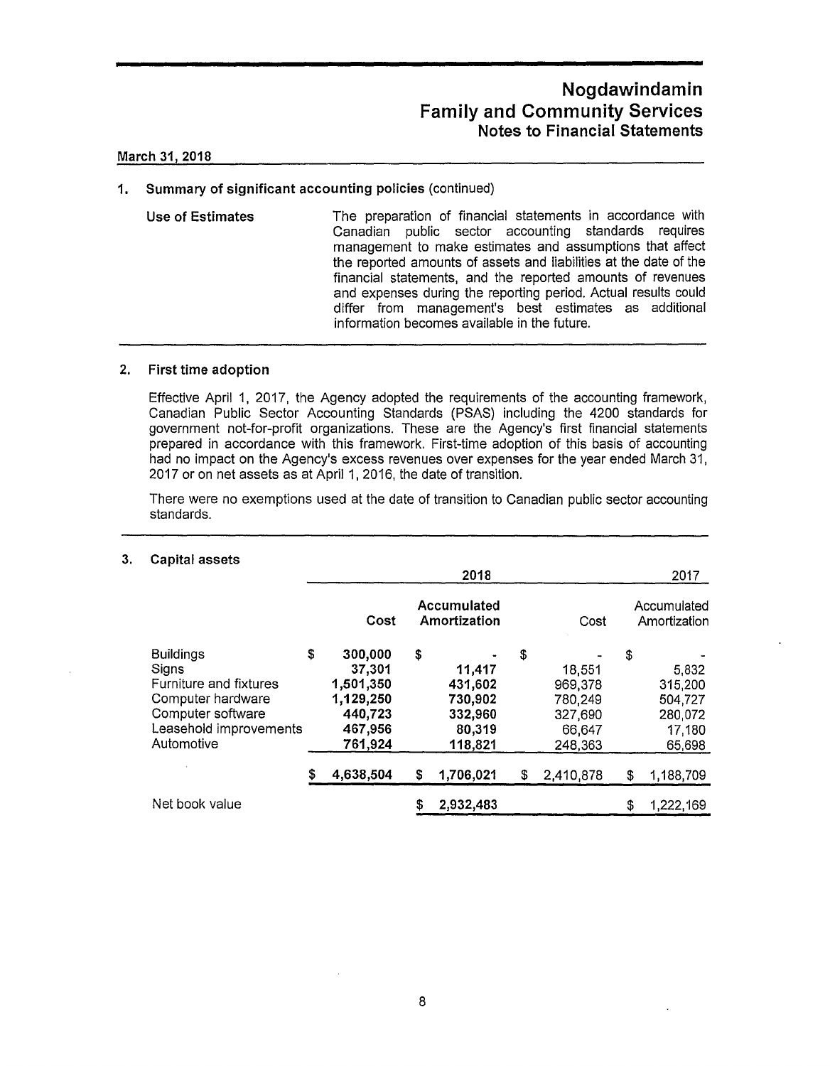# Nogdawindamin
## Family and Community Services
### Notes to Financial Statements

**March 31, 2018**

### 1. Summary of significant accounting policies (continued)

**Use of Estimates**

The preparation of financial statements in accordance with Canadian public sector accounting standards requires management to make estimates and assumptions that affect the reported amounts of assets and liabilities at the date of the financial statements, and the reported amounts of revenues and expenses during the reporting period. Actual results could differ from management's best estimates as additional information becomes available in the future.

### 2. First time adoption

Effective April 1, 2017, the Agency adopted the requirements of the accounting framework, Canadian Public Sector Accounting Standards (PSAS) including the 4200 standards for government not-for-profit organizations. These are the Agency's first financial statements prepared in accordance with this framework. First-time adoption of this basis of accounting had no impact on the Agency's excess revenues over expenses for the year ended March 31, 2017 or on net assets as at April 1, 2016, the date of transition.

There were no exemptions used at the date of transition to Canadian public sector accounting standards.

### 3. Capital assets

| | 2018 | | 2017 | |
|---|---|---|---|---|
| | **Cost** | **Accumulated Amortization** | Cost | Accumulated Amortization |
| Buildings | $ 300,000 | $ - | $ - | $ - |
| Signs | 37,301 | 11,417 | 18,551 | 5,832 |
| Furniture and fixtures | 1,501,350 | 431,602 | 969,378 | 315,200 |
| Computer hardware | 1,129,250 | 730,902 | 780,249 | 504,727 |
| Computer software | 440,723 | 332,960 | 327,690 | 280,072 |
| Leasehold improvements | 467,956 | 80,319 | 66,647 | 17,180 |
| Automotive | 761,924 | 118,821 | 248,363 | 65,698 |
| | $ 4,638,504 | $ 1,706,021 | $ 2,410,878 | $ 1,188,709 |
| Net book value | | $ 2,932,483 | | $ 1,222,169 |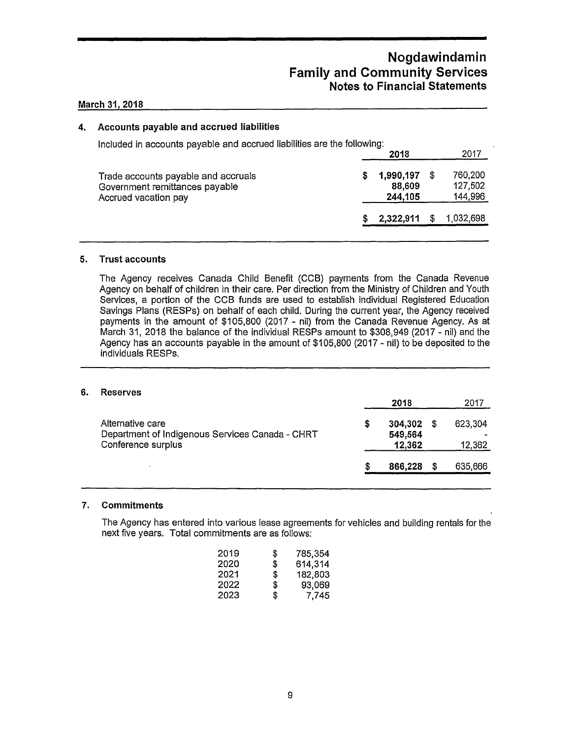# Nogdawindamin
## Family and Community Services
### Notes to Financial Statements

**March 31, 2018**

### 4. Accounts payable and accrued liabilities

Included in accounts payable and accrued liabilities are the following:

| | 2018 | 2017 |
|---|---|---|
| Trade accounts payable and accruals | $ 1,990,197 | $ 760,200 |
| Government remittances payable | 88,609 | 127,502 |
| Accrued vacation pay | 244,105 | 144,996 |
| | $ 2,322,911 | $ 1,032,698 |

### 5. Trust accounts

The Agency receives Canada Child Benefit (CCB) payments from the Canada Revenue Agency on behalf of children in their care. Per direction from the Ministry of Children and Youth Services, a portion of the CCB funds are used to establish individual Registered Education Savings Plans (RESPs) on behalf of each child. During the current year, the Agency received payments in the amount of $105,800 (2017 - nil) from the Canada Revenue Agency. As at March 31, 2018 the balance of the individual RESPs amount to $308,949 (2017 - nil) and the Agency has an accounts payable in the amount of $105,800 (2017 - nil) to be deposited to the individuals RESPs.

### 6. Reserves

| | 2018 | 2017 |
|---|---|---|
| Alternative care | $ 304,302 | $ 623,304 |
| Department of Indigenous Services Canada - CHRT | 549,564 | - |
| Conference surplus | 12,362 | 12,362 |
| | $ 866,228 | $ 635,666 |

### 7. Commitments

The Agency has entered into various lease agreements for vehicles and building rentals for the next five years. Total commitments are as follows:

| | |
|---|---|
| 2019 | $ 785,354 |
| 2020 | $ 614,314 |
| 2021 | $ 182,803 |
| 2022 | $ 93,069 |
| 2023 | $ 7,745 |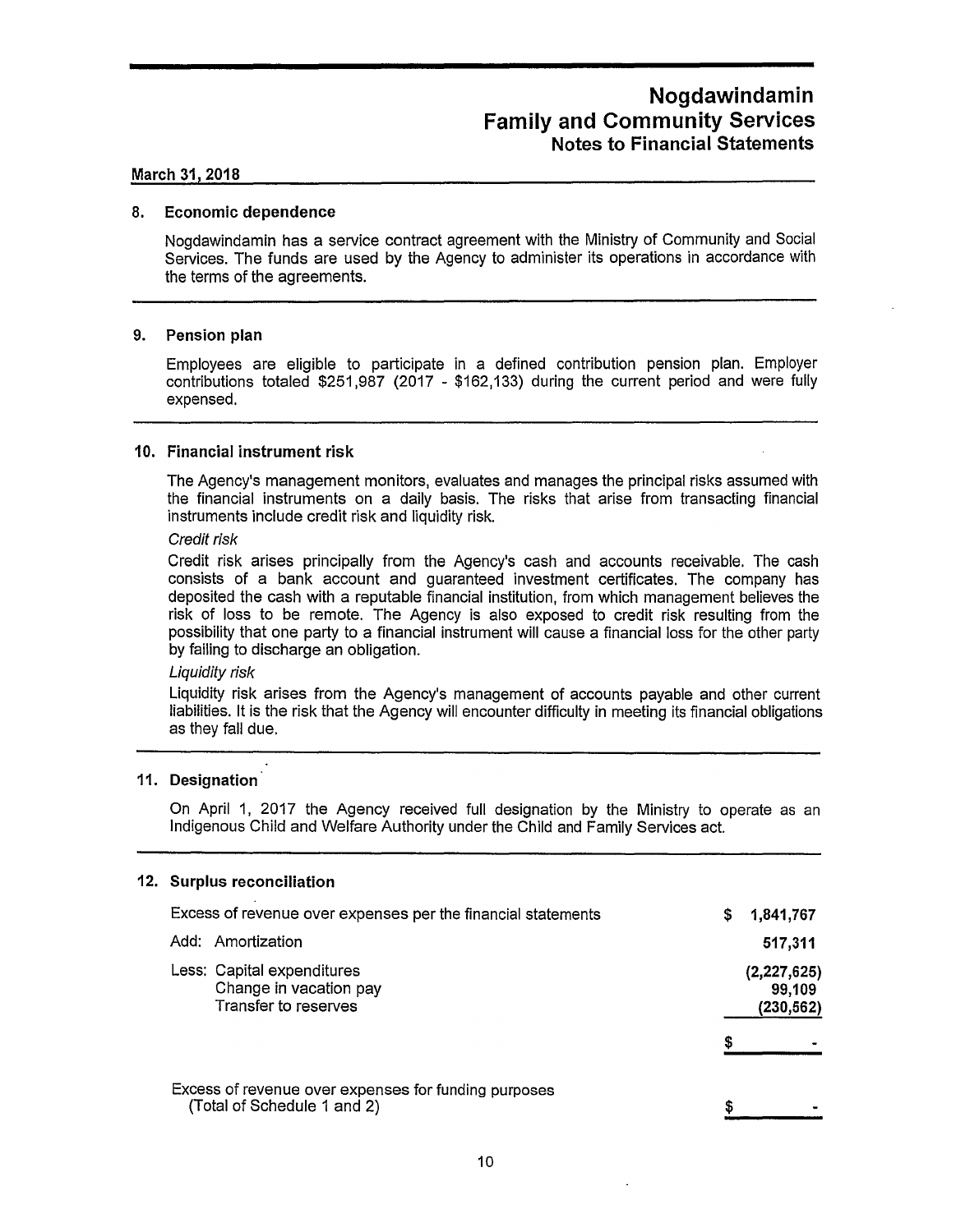# Nogdawindamin Family and Community Services

## Notes to Financial Statements

**March 31, 2018**

### 8. Economic dependence

Nogdawindamin has a service contract agreement with the Ministry of Community and Social Services. The funds are used by the Agency to administer its operations in accordance with the terms of the agreements.

### 9. Pension plan

Employees are eligible to participate in a defined contribution pension plan. Employer contributions totaled $251,987 (2017 - $162,133) during the current period and were fully expensed.

### 10. Financial instrument risk

The Agency's management monitors, evaluates and manages the principal risks assumed with the financial instruments on a daily basis. The risks that arise from transacting financial instruments include credit risk and liquidity risk.

*Credit risk*

Credit risk arises principally from the Agency's cash and accounts receivable. The cash consists of a bank account and guaranteed investment certificates. The company has deposited the cash with a reputable financial institution, from which management believes the risk of loss to be remote. The Agency is also exposed to credit risk resulting from the possibility that one party to a financial instrument will cause a financial loss for the other party by failing to discharge an obligation.

*Liquidity risk*

Liquidity risk arises from the Agency's management of accounts payable and other current liabilities. It is the risk that the Agency will encounter difficulty in meeting its financial obligations as they fall due.

### 11. Designation

On April 1, 2017 the Agency received full designation by the Ministry to operate as an Indigenous Child and Welfare Authority under the Child and Family Services act.

### 12. Surplus reconciliation

| | |
|---|---|
| Excess of revenue over expenses per the financial statements | $ 1,841,767 |
| Add: Amortization | 517,311 |
| Less: Capital expenditures | (2,227,625) |
| Change in vacation pay | 99,109 |
| Transfer to reserves | (230,562) |
| | $ - |
| Excess of revenue over expenses for funding purposes (Total of Schedule 1 and 2) | $ - |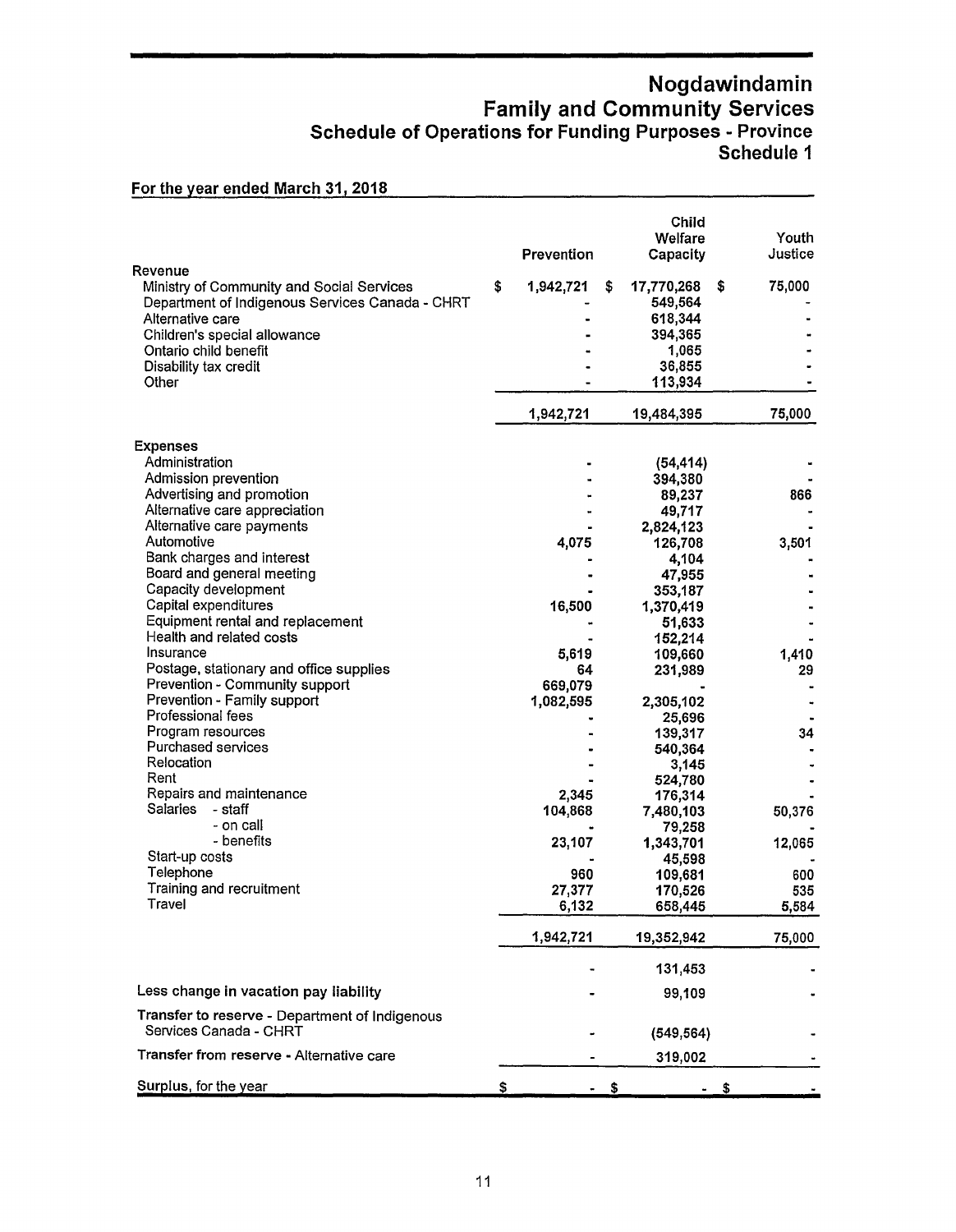# Nogdawindamin
## Family and Community Services
### Schedule of Operations for Funding Purposes - Province
### Schedule 1

**For the year ended March 31, 2018**

| | Prevention | Child Welfare Capacity | Youth Justice |
|---|---|---|---|
| **Revenue** | | | |
| Ministry of Community and Social Services | $ 1,942,721 | $ 17,770,268 | $ 75,000 |
| Department of Indigenous Services Canada - CHRT | - | 549,564 | - |
| Alternative care | - | 618,344 | - |
| Children's special allowance | - | 394,365 | - |
| Ontario child benefit | - | 1,065 | - |
| Disability tax credit | - | 36,855 | - |
| Other | - | 113,934 | - |
| | 1,942,721 | 19,484,395 | 75,000 |
| **Expenses** | | | |
| Administration | - | (54,414) | - |
| Admission prevention | - | 394,380 | - |
| Advertising and promotion | - | 89,237 | 866 |
| Alternative care appreciation | - | 49,717 | - |
| Alternative care payments | - | 2,824,123 | - |
| Automotive | 4,075 | 126,708 | 3,501 |
| Bank charges and interest | - | 4,104 | - |
| Board and general meeting | - | 47,955 | - |
| Capacity development | - | 353,187 | - |
| Capital expenditures | 16,500 | 1,370,419 | - |
| Equipment rental and replacement | - | 51,633 | - |
| Health and related costs | - | 152,214 | - |
| Insurance | 5,619 | 109,660 | 1,410 |
| Postage, stationary and office supplies | 64 | 231,989 | 29 |
| Prevention - Community support | 669,079 | - | - |
| Prevention - Family support | 1,082,595 | 2,305,102 | - |
| Professional fees | - | 25,696 | - |
| Program resources | - | 139,317 | 34 |
| Purchased services | - | 540,364 | - |
| Relocation | - | 3,145 | - |
| Rent | - | 524,780 | - |
| Repairs and maintenance | 2,345 | 176,314 | - |
| Salaries - staff | 104,868 | 7,480,103 | 50,376 |
| - on call | - | 79,258 | - |
| - benefits | 23,107 | 1,343,701 | 12,065 |
| Start-up costs | - | 45,598 | - |
| Telephone | 960 | 109,681 | 600 |
| Training and recruitment | 27,377 | 170,526 | 535 |
| Travel | 6,132 | 658,445 | 5,584 |
| | 1,942,721 | 19,352,942 | 75,000 |
| | - | 131,453 | - |
| **Less change in vacation pay liability** | - | 99,109 | - |
| **Transfer to reserve** - Department of Indigenous Services Canada - CHRT | - | (549,564) | - |
| **Transfer from reserve** - Alternative care | - | 319,002 | - |
| **Surplus, for the year** | $ - | $ - | $ - |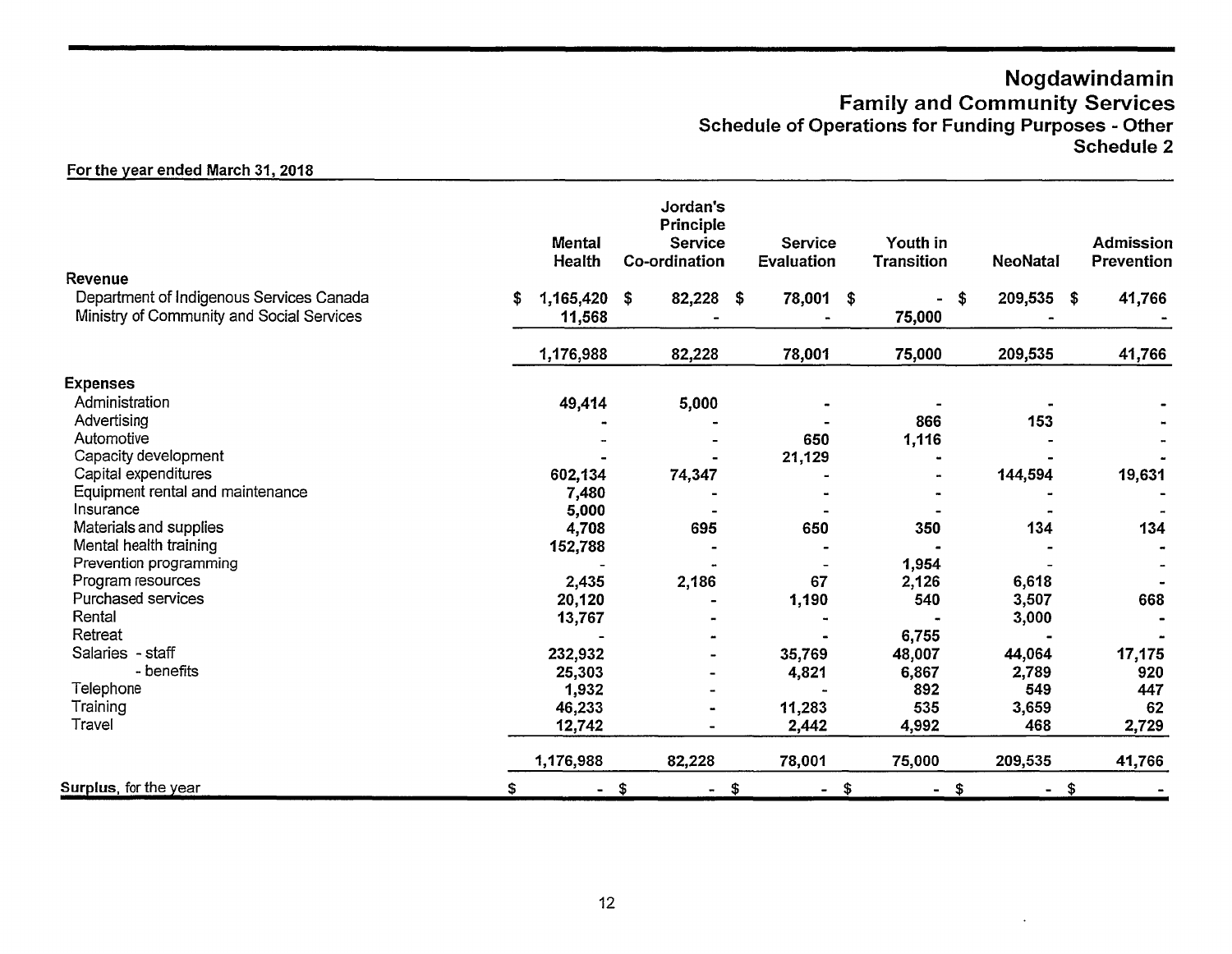# Nogdawindamin
## Family and Community Services
### Schedule of Operations for Funding Purposes - Other
### Schedule 2

**For the year ended March 31, 2018**

| | Mental Health | Jordan's Principle Service Co-ordination | Service Evaluation | Youth in Transition | NeoNatal | Admission Prevention |
|---|---|---|---|---|---|---|
| **Revenue** | | | | | | |
| Department of Indigenous Services Canada | $ 1,165,420 | $ 82,228 | $ 78,001 | $ - | $ 209,535 | $ 41,766 |
| Ministry of Community and Social Services | 11,568 | - | - | 75,000 | - | - |
| | 1,176,988 | 82,228 | 78,001 | 75,000 | 209,535 | 41,766 |
| **Expenses** | | | | | | |
| Administration | 49,414 | 5,000 | - | - | - | - |
| Advertising | - | - | - | 866 | 153 | - |
| Automotive | - | - | 650 | 1,116 | - | - |
| Capacity development | - | - | 21,129 | - | - | - |
| Capital expenditures | 602,134 | 74,347 | - | - | 144,594 | 19,631 |
| Equipment rental and maintenance | 7,480 | - | - | - | - | - |
| Insurance | 5,000 | - | - | - | - | - |
| Materials and supplies | 4,708 | 695 | 650 | 350 | 134 | 134 |
| Mental health training | 152,788 | - | - | - | - | - |
| Prevention programming | - | - | - | 1,954 | - | - |
| Program resources | 2,435 | 2,186 | 67 | 2,126 | 6,618 | - |
| Purchased services | 20,120 | - | 1,190 | 540 | 3,507 | 668 |
| Rental | 13,767 | - | - | - | 3,000 | - |
| Retreat | - | - | - | 6,755 | - | - |
| Salaries - staff | 232,932 | - | 35,769 | 48,007 | 44,064 | 17,175 |
| - benefits | 25,303 | - | 4,821 | 6,867 | 2,789 | 920 |
| Telephone | 1,932 | - | - | 892 | 549 | 447 |
| Training | 46,233 | - | 11,283 | 535 | 3,659 | 62 |
| Travel | 12,742 | - | 2,442 | 4,992 | 468 | 2,729 |
| | 1,176,988 | 82,228 | 78,001 | 75,000 | 209,535 | 41,766 |
| **Surplus**, for the year | $ - | $ - | $ - | $ - | $ - | $ - |